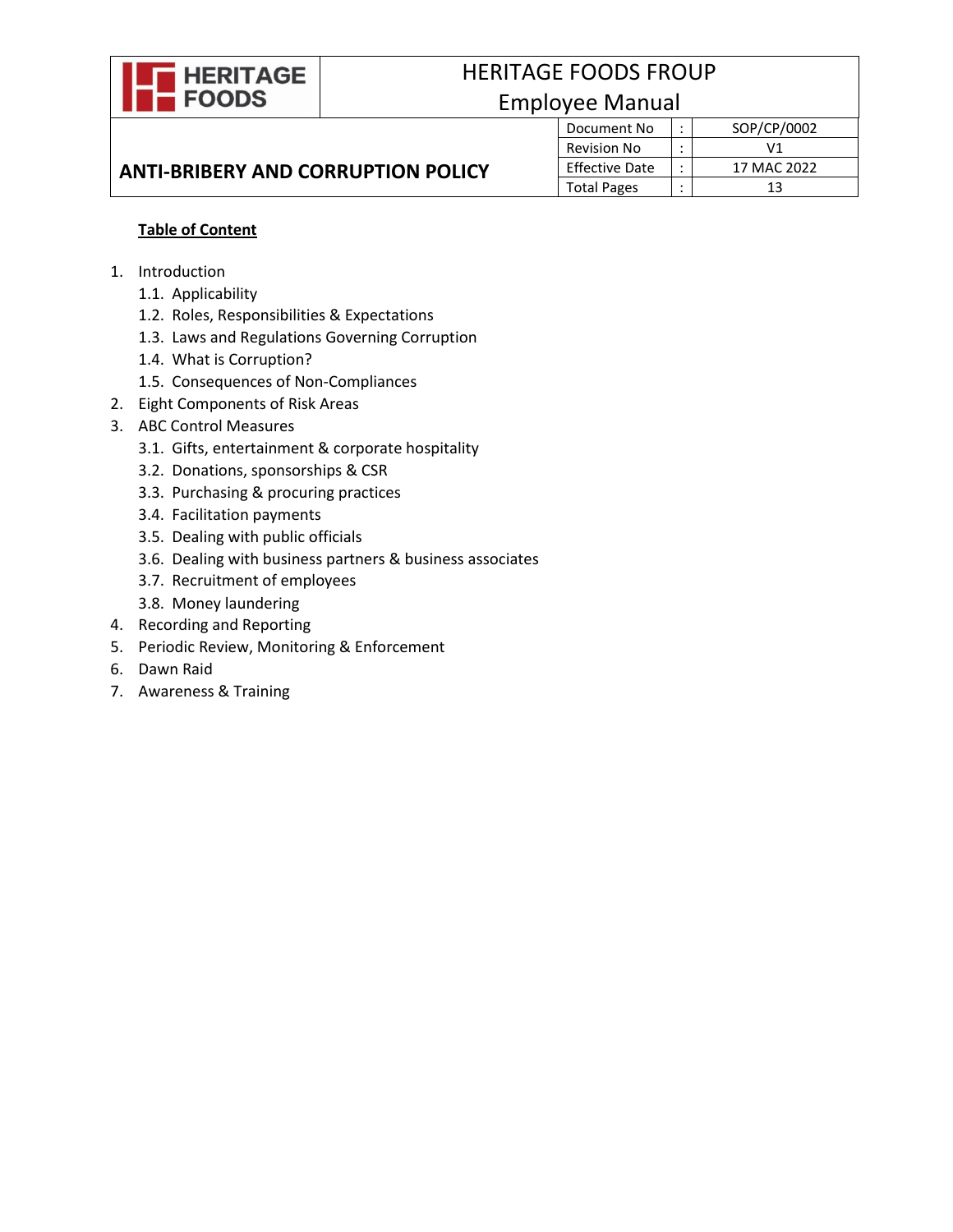| HERITAGE FOODS | HERITAGE FOODS FROUP<br>Employee Manual | | |
|---|---|---|---|
| **ANTI-BRIBERY AND CORRUPTION POLICY** | Document No | : | SOP/CP/0002 |
| | Revision No | : | V1 |
| | Effective Date | : | 17 MAC 2022 |
| | Total Pages | : | 13 |

**Table of Content**

1. Introduction
   1.1. Applicability
   1.2. Roles, Responsibilities & Expectations
   1.3. Laws and Regulations Governing Corruption
   1.4. What is Corruption?
   1.5. Consequences of Non-Compliances
2. Eight Components of Risk Areas
3. ABC Control Measures
   3.1. Gifts, entertainment & corporate hospitality
   3.2. Donations, sponsorships & CSR
   3.3. Purchasing & procuring practices
   3.4. Facilitation payments
   3.5. Dealing with public officials
   3.6. Dealing with business partners & business associates
   3.7. Recruitment of employees
   3.8. Money laundering
4. Recording and Reporting
5. Periodic Review, Monitoring & Enforcement
6. Dawn Raid
7. Awareness & Training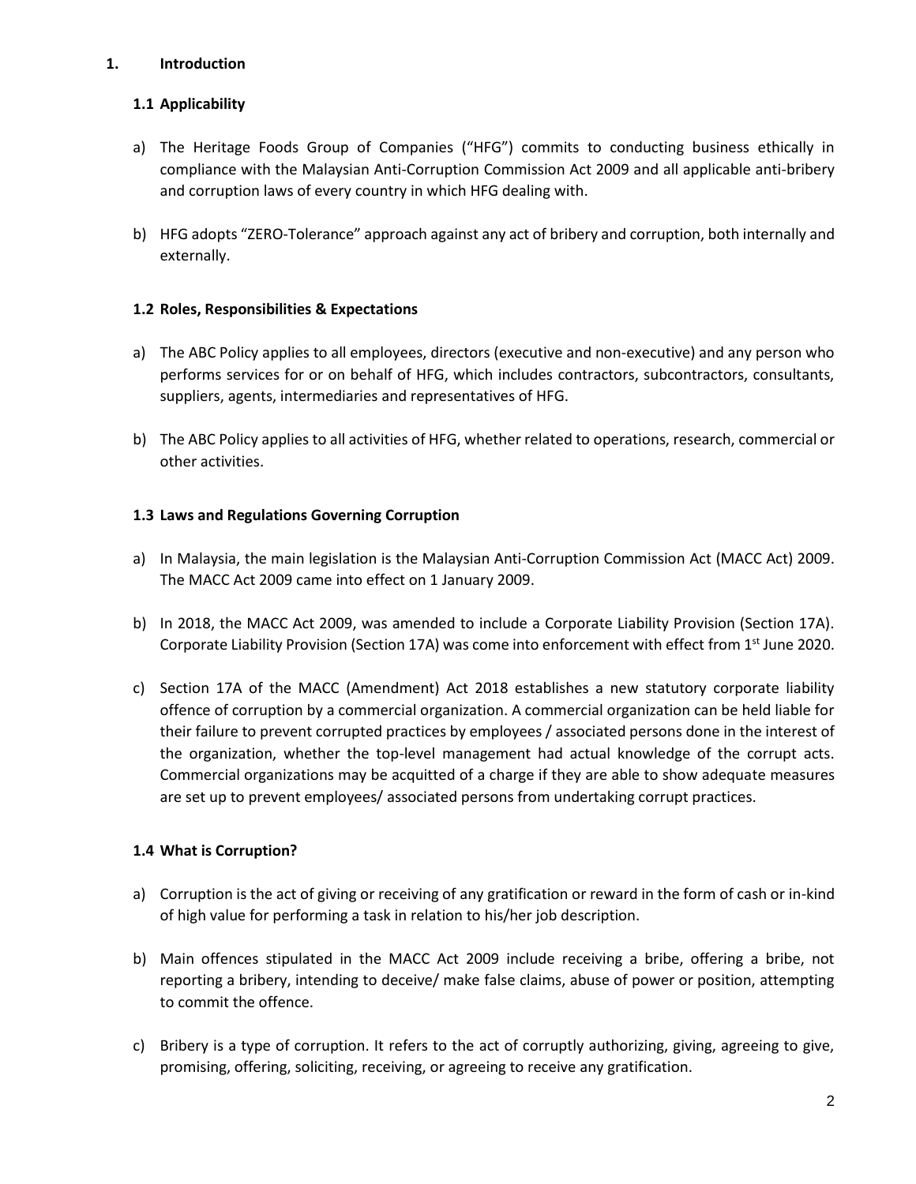# 1. Introduction

## 1.1 Applicability

a) The Heritage Foods Group of Companies ("HFG") commits to conducting business ethically in compliance with the Malaysian Anti-Corruption Commission Act 2009 and all applicable anti-bribery and corruption laws of every country in which HFG dealing with.

b) HFG adopts "ZERO-Tolerance" approach against any act of bribery and corruption, both internally and externally.

## 1.2 Roles, Responsibilities & Expectations

a) The ABC Policy applies to all employees, directors (executive and non-executive) and any person who performs services for or on behalf of HFG, which includes contractors, subcontractors, consultants, suppliers, agents, intermediaries and representatives of HFG.

b) The ABC Policy applies to all activities of HFG, whether related to operations, research, commercial or other activities.

## 1.3 Laws and Regulations Governing Corruption

a) In Malaysia, the main legislation is the Malaysian Anti-Corruption Commission Act (MACC Act) 2009. The MACC Act 2009 came into effect on 1 January 2009.

b) In 2018, the MACC Act 2009, was amended to include a Corporate Liability Provision (Section 17A). Corporate Liability Provision (Section 17A) was come into enforcement with effect from 1st June 2020.

c) Section 17A of the MACC (Amendment) Act 2018 establishes a new statutory corporate liability offence of corruption by a commercial organization. A commercial organization can be held liable for their failure to prevent corrupted practices by employees / associated persons done in the interest of the organization, whether the top-level management had actual knowledge of the corrupt acts. Commercial organizations may be acquitted of a charge if they are able to show adequate measures are set up to prevent employees/ associated persons from undertaking corrupt practices.

## 1.4 What is Corruption?

a) Corruption is the act of giving or receiving of any gratification or reward in the form of cash or in-kind of high value for performing a task in relation to his/her job description.

b) Main offences stipulated in the MACC Act 2009 include receiving a bribe, offering a bribe, not reporting a bribery, intending to deceive/ make false claims, abuse of power or position, attempting to commit the offence.

c) Bribery is a type of corruption. It refers to the act of corruptly authorizing, giving, agreeing to give, promising, offering, soliciting, receiving, or agreeing to receive any gratification.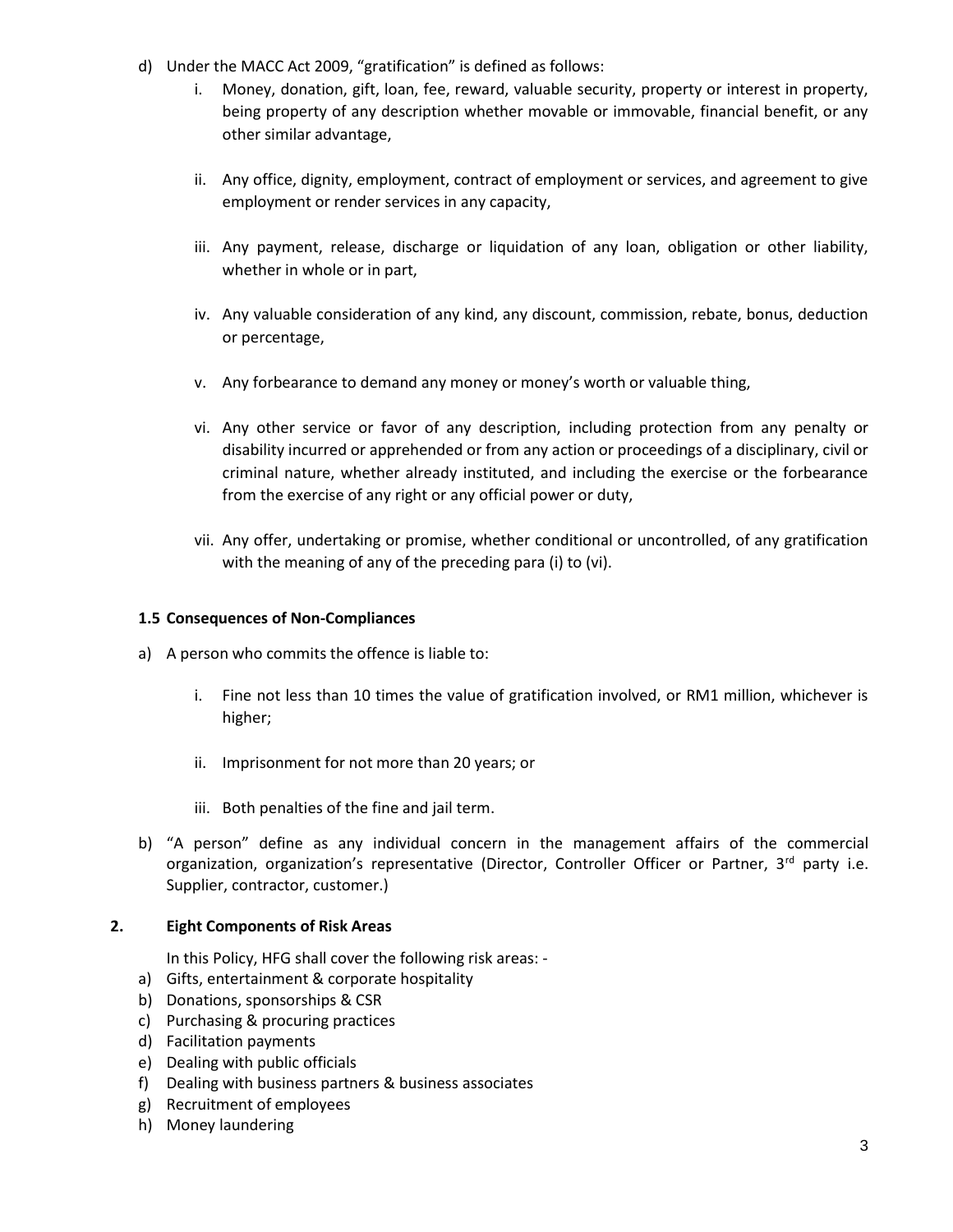d) Under the MACC Act 2009, "gratification" is defined as follows:

   i. Money, donation, gift, loan, fee, reward, valuable security, property or interest in property, being property of any description whether movable or immovable, financial benefit, or any other similar advantage,

   ii. Any office, dignity, employment, contract of employment or services, and agreement to give employment or render services in any capacity,

   iii. Any payment, release, discharge or liquidation of any loan, obligation or other liability, whether in whole or in part,

   iv. Any valuable consideration of any kind, any discount, commission, rebate, bonus, deduction or percentage,

   v. Any forbearance to demand any money or money's worth or valuable thing,

   vi. Any other service or favor of any description, including protection from any penalty or disability incurred or apprehended or from any action or proceedings of a disciplinary, civil or criminal nature, whether already instituted, and including the exercise or the forbearance from the exercise of any right or any official power or duty,

   vii. Any offer, undertaking or promise, whether conditional or uncontrolled, of any gratification with the meaning of any of the preceding para (i) to (vi).

### 1.5 Consequences of Non-Compliances

a) A person who commits the offence is liable to:

   i. Fine not less than 10 times the value of gratification involved, or RM1 million, whichever is higher;

   ii. Imprisonment for not more than 20 years; or

   iii. Both penalties of the fine and jail term.

b) "A person" define as any individual concern in the management affairs of the commercial organization, organization's representative (Director, Controller Officer or Partner, 3rd party i.e. Supplier, contractor, customer.)

## 2. Eight Components of Risk Areas

In this Policy, HFG shall cover the following risk areas: -

a) Gifts, entertainment & corporate hospitality
b) Donations, sponsorships & CSR
c) Purchasing & procuring practices
d) Facilitation payments
e) Dealing with public officials
f) Dealing with business partners & business associates
g) Recruitment of employees
h) Money laundering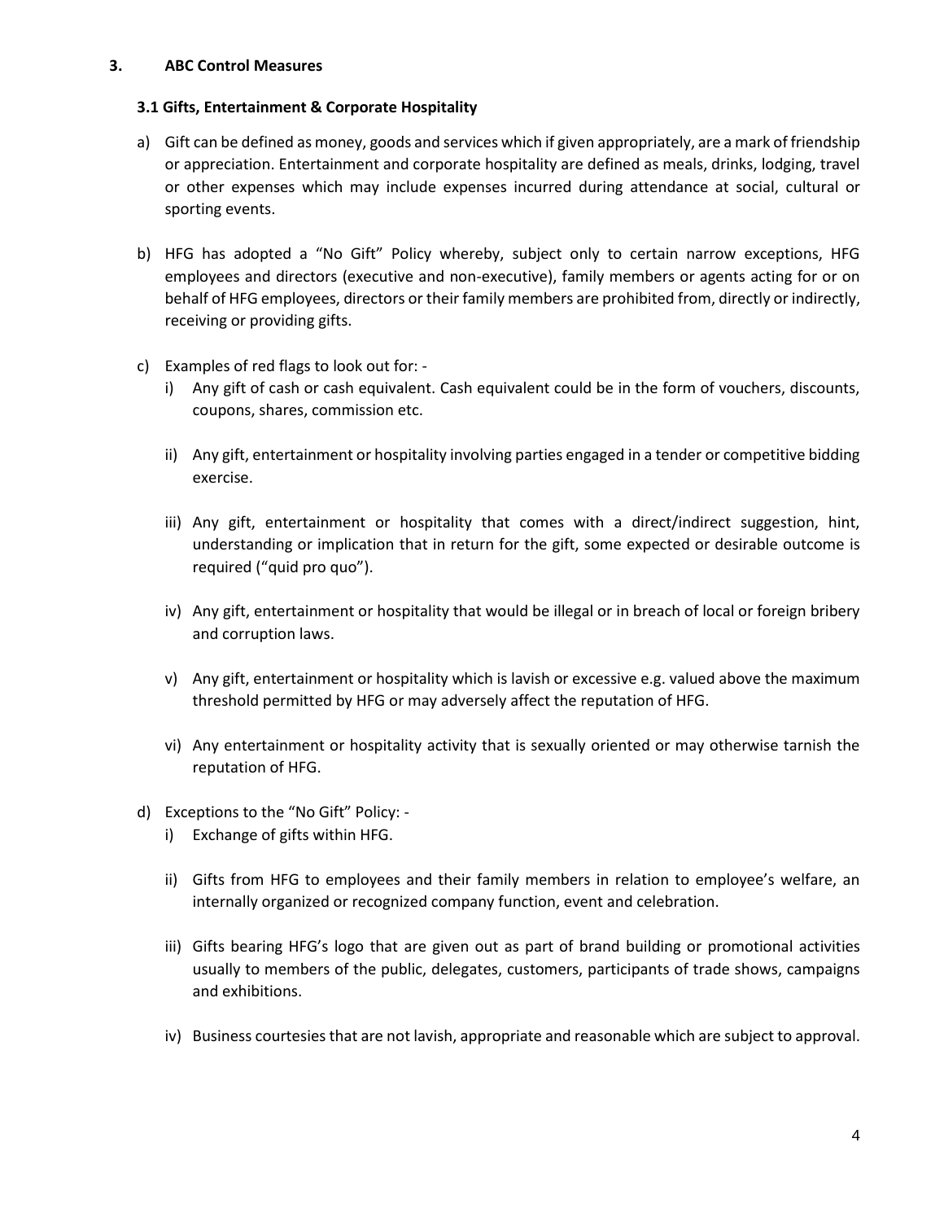## 3. ABC Control Measures

### 3.1 Gifts, Entertainment & Corporate Hospitality

a) Gift can be defined as money, goods and services which if given appropriately, are a mark of friendship or appreciation. Entertainment and corporate hospitality are defined as meals, drinks, lodging, travel or other expenses which may include expenses incurred during attendance at social, cultural or sporting events.

b) HFG has adopted a "No Gift" Policy whereby, subject only to certain narrow exceptions, HFG employees and directors (executive and non-executive), family members or agents acting for or on behalf of HFG employees, directors or their family members are prohibited from, directly or indirectly, receiving or providing gifts.

c) Examples of red flags to look out for: -

   i) Any gift of cash or cash equivalent. Cash equivalent could be in the form of vouchers, discounts, coupons, shares, commission etc.

   ii) Any gift, entertainment or hospitality involving parties engaged in a tender or competitive bidding exercise.

   iii) Any gift, entertainment or hospitality that comes with a direct/indirect suggestion, hint, understanding or implication that in return for the gift, some expected or desirable outcome is required ("quid pro quo").

   iv) Any gift, entertainment or hospitality that would be illegal or in breach of local or foreign bribery and corruption laws.

   v) Any gift, entertainment or hospitality which is lavish or excessive e.g. valued above the maximum threshold permitted by HFG or may adversely affect the reputation of HFG.

   vi) Any entertainment or hospitality activity that is sexually oriented or may otherwise tarnish the reputation of HFG.

d) Exceptions to the "No Gift" Policy: -

   i) Exchange of gifts within HFG.

   ii) Gifts from HFG to employees and their family members in relation to employee's welfare, an internally organized or recognized company function, event and celebration.

   iii) Gifts bearing HFG's logo that are given out as part of brand building or promotional activities usually to members of the public, delegates, customers, participants of trade shows, campaigns and exhibitions.

   iv) Business courtesies that are not lavish, appropriate and reasonable which are subject to approval.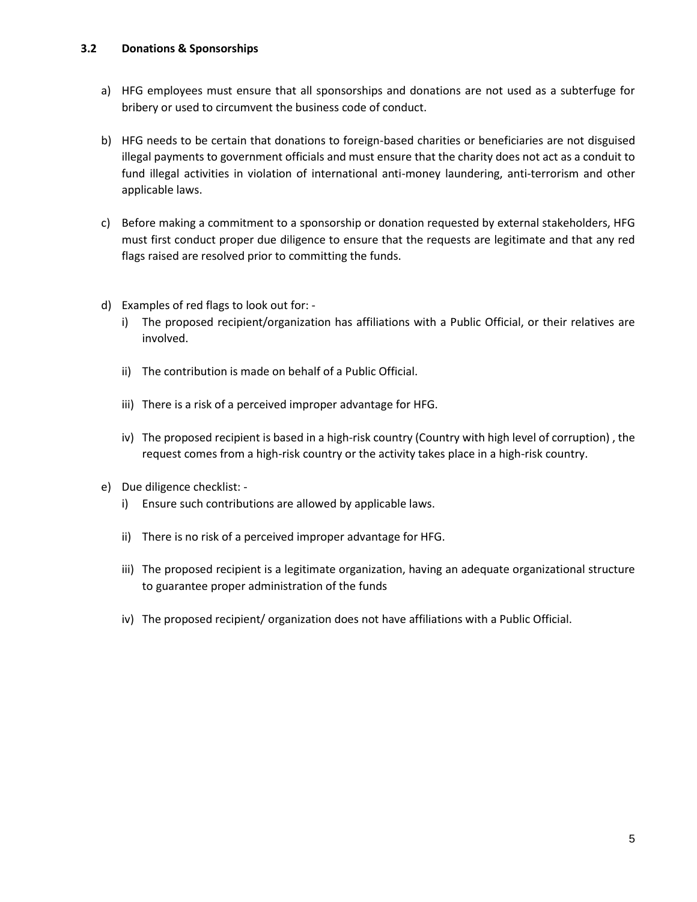### 3.2 Donations & Sponsorships

a) HFG employees must ensure that all sponsorships and donations are not used as a subterfuge for bribery or used to circumvent the business code of conduct.

b) HFG needs to be certain that donations to foreign-based charities or beneficiaries are not disguised illegal payments to government officials and must ensure that the charity does not act as a conduit to fund illegal activities in violation of international anti-money laundering, anti-terrorism and other applicable laws.

c) Before making a commitment to a sponsorship or donation requested by external stakeholders, HFG must first conduct proper due diligence to ensure that the requests are legitimate and that any red flags raised are resolved prior to committing the funds.

d) Examples of red flags to look out for: -
   i) The proposed recipient/organization has affiliations with a Public Official, or their relatives are involved.

   ii) The contribution is made on behalf of a Public Official.

   iii) There is a risk of a perceived improper advantage for HFG.

   iv) The proposed recipient is based in a high-risk country (Country with high level of corruption) , the request comes from a high-risk country or the activity takes place in a high-risk country.

e) Due diligence checklist: -
   i) Ensure such contributions are allowed by applicable laws.

   ii) There is no risk of a perceived improper advantage for HFG.

   iii) The proposed recipient is a legitimate organization, having an adequate organizational structure to guarantee proper administration of the funds

   iv) The proposed recipient/ organization does not have affiliations with a Public Official.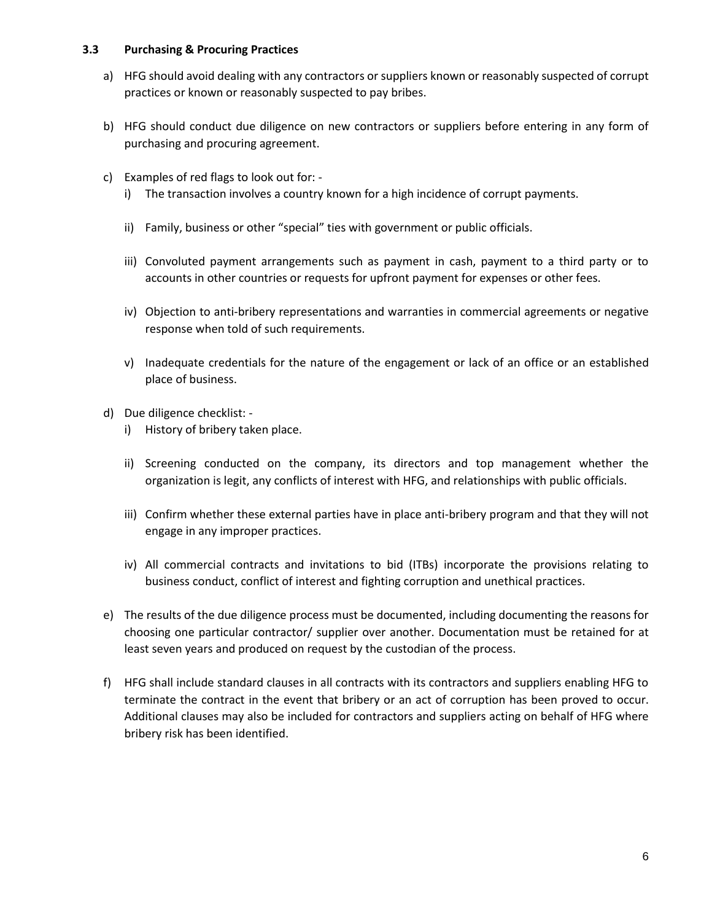### 3.3 Purchasing & Procuring Practices

a) HFG should avoid dealing with any contractors or suppliers known or reasonably suspected of corrupt practices or known or reasonably suspected to pay bribes.

b) HFG should conduct due diligence on new contractors or suppliers before entering in any form of purchasing and procuring agreement.

c) Examples of red flags to look out for: -

   i) The transaction involves a country known for a high incidence of corrupt payments.

   ii) Family, business or other "special" ties with government or public officials.

   iii) Convoluted payment arrangements such as payment in cash, payment to a third party or to accounts in other countries or requests for upfront payment for expenses or other fees.

   iv) Objection to anti-bribery representations and warranties in commercial agreements or negative response when told of such requirements.

   v) Inadequate credentials for the nature of the engagement or lack of an office or an established place of business.

d) Due diligence checklist: -

   i) History of bribery taken place.

   ii) Screening conducted on the company, its directors and top management whether the organization is legit, any conflicts of interest with HFG, and relationships with public officials.

   iii) Confirm whether these external parties have in place anti-bribery program and that they will not engage in any improper practices.

   iv) All commercial contracts and invitations to bid (ITBs) incorporate the provisions relating to business conduct, conflict of interest and fighting corruption and unethical practices.

e) The results of the due diligence process must be documented, including documenting the reasons for choosing one particular contractor/ supplier over another. Documentation must be retained for at least seven years and produced on request by the custodian of the process.

f) HFG shall include standard clauses in all contracts with its contractors and suppliers enabling HFG to terminate the contract in the event that bribery or an act of corruption has been proved to occur. Additional clauses may also be included for contractors and suppliers acting on behalf of HFG where bribery risk has been identified.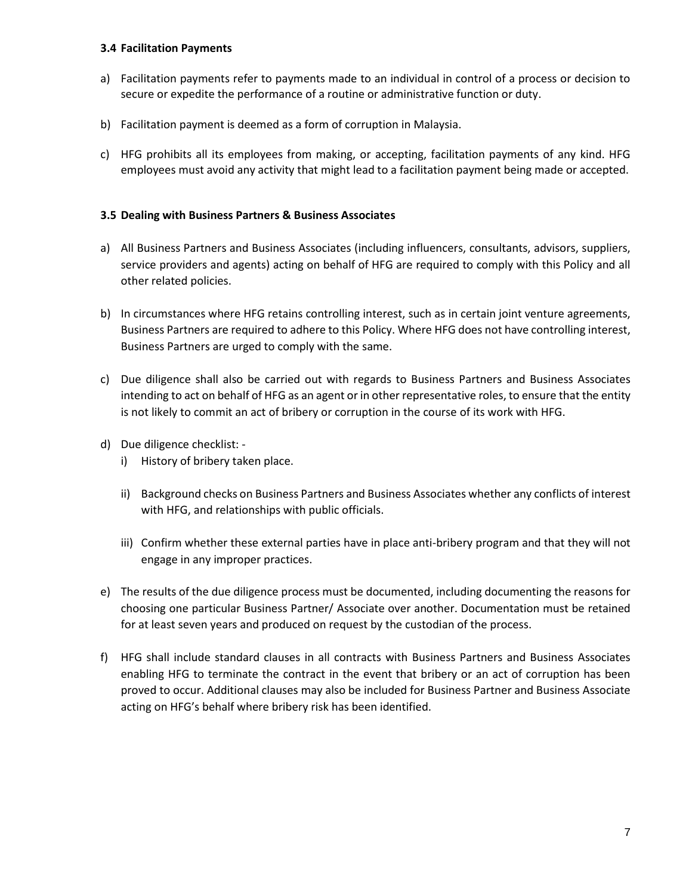### 3.4 Facilitation Payments

a) Facilitation payments refer to payments made to an individual in control of a process or decision to secure or expedite the performance of a routine or administrative function or duty.

b) Facilitation payment is deemed as a form of corruption in Malaysia.

c) HFG prohibits all its employees from making, or accepting, facilitation payments of any kind. HFG employees must avoid any activity that might lead to a facilitation payment being made or accepted.

### 3.5 Dealing with Business Partners & Business Associates

a) All Business Partners and Business Associates (including influencers, consultants, advisors, suppliers, service providers and agents) acting on behalf of HFG are required to comply with this Policy and all other related policies.

b) In circumstances where HFG retains controlling interest, such as in certain joint venture agreements, Business Partners are required to adhere to this Policy. Where HFG does not have controlling interest, Business Partners are urged to comply with the same.

c) Due diligence shall also be carried out with regards to Business Partners and Business Associates intending to act on behalf of HFG as an agent or in other representative roles, to ensure that the entity is not likely to commit an act of bribery or corruption in the course of its work with HFG.

d) Due diligence checklist: -
   i) History of bribery taken place.

   ii) Background checks on Business Partners and Business Associates whether any conflicts of interest with HFG, and relationships with public officials.

   iii) Confirm whether these external parties have in place anti-bribery program and that they will not engage in any improper practices.

e) The results of the due diligence process must be documented, including documenting the reasons for choosing one particular Business Partner/ Associate over another. Documentation must be retained for at least seven years and produced on request by the custodian of the process.

f) HFG shall include standard clauses in all contracts with Business Partners and Business Associates enabling HFG to terminate the contract in the event that bribery or an act of corruption has been proved to occur. Additional clauses may also be included for Business Partner and Business Associate acting on HFG's behalf where bribery risk has been identified.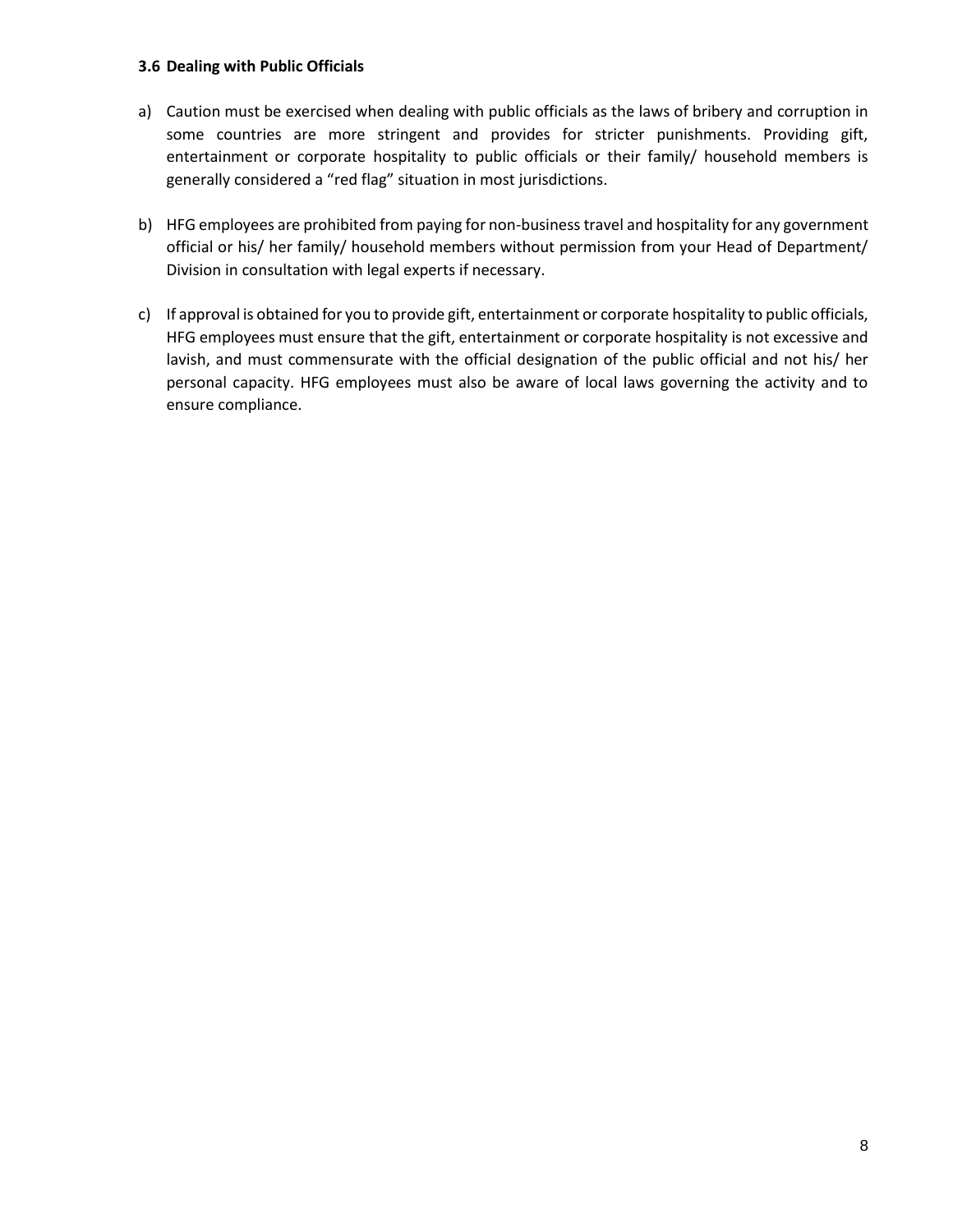### 3.6 Dealing with Public Officials

a) Caution must be exercised when dealing with public officials as the laws of bribery and corruption in some countries are more stringent and provides for stricter punishments. Providing gift, entertainment or corporate hospitality to public officials or their family/ household members is generally considered a "red flag" situation in most jurisdictions.

b) HFG employees are prohibited from paying for non-business travel and hospitality for any government official or his/ her family/ household members without permission from your Head of Department/ Division in consultation with legal experts if necessary.

c) If approval is obtained for you to provide gift, entertainment or corporate hospitality to public officials, HFG employees must ensure that the gift, entertainment or corporate hospitality is not excessive and lavish, and must commensurate with the official designation of the public official and not his/ her personal capacity. HFG employees must also be aware of local laws governing the activity and to ensure compliance.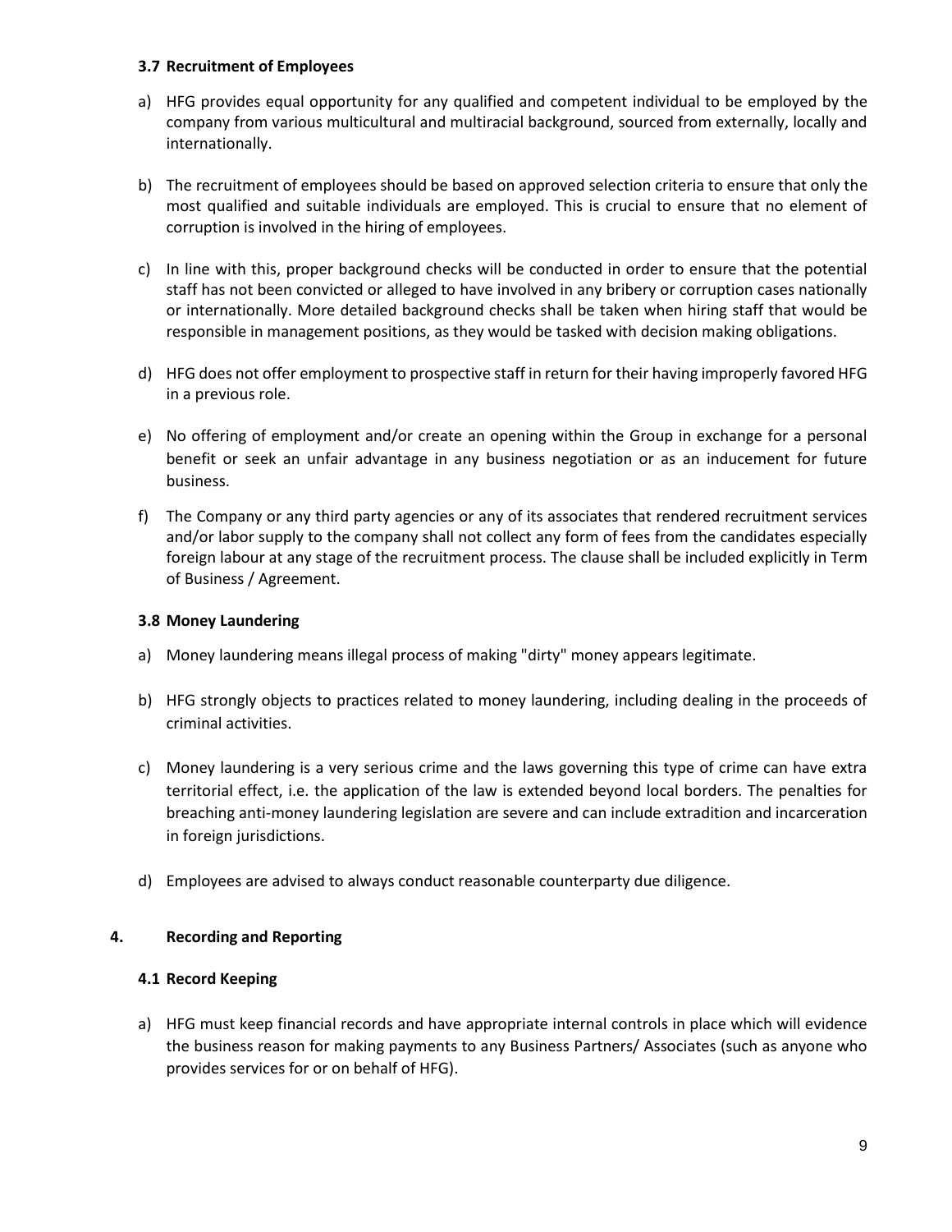### 3.7 Recruitment of Employees

a) HFG provides equal opportunity for any qualified and competent individual to be employed by the company from various multicultural and multiracial background, sourced from externally, locally and internationally.

b) The recruitment of employees should be based on approved selection criteria to ensure that only the most qualified and suitable individuals are employed. This is crucial to ensure that no element of corruption is involved in the hiring of employees.

c) In line with this, proper background checks will be conducted in order to ensure that the potential staff has not been convicted or alleged to have involved in any bribery or corruption cases nationally or internationally. More detailed background checks shall be taken when hiring staff that would be responsible in management positions, as they would be tasked with decision making obligations.

d) HFG does not offer employment to prospective staff in return for their having improperly favored HFG in a previous role.

e) No offering of employment and/or create an opening within the Group in exchange for a personal benefit or seek an unfair advantage in any business negotiation or as an inducement for future business.

f) The Company or any third party agencies or any of its associates that rendered recruitment services and/or labor supply to the company shall not collect any form of fees from the candidates especially foreign labour at any stage of the recruitment process. The clause shall be included explicitly in Term of Business / Agreement.

### 3.8 Money Laundering

a) Money laundering means illegal process of making "dirty" money appears legitimate.

b) HFG strongly objects to practices related to money laundering, including dealing in the proceeds of criminal activities.

c) Money laundering is a very serious crime and the laws governing this type of crime can have extra territorial effect, i.e. the application of the law is extended beyond local borders. The penalties for breaching anti-money laundering legislation are severe and can include extradition and incarceration in foreign jurisdictions.

d) Employees are advised to always conduct reasonable counterparty due diligence.

## 4. Recording and Reporting

### 4.1 Record Keeping

a) HFG must keep financial records and have appropriate internal controls in place which will evidence the business reason for making payments to any Business Partners/ Associates (such as anyone who provides services for or on behalf of HFG).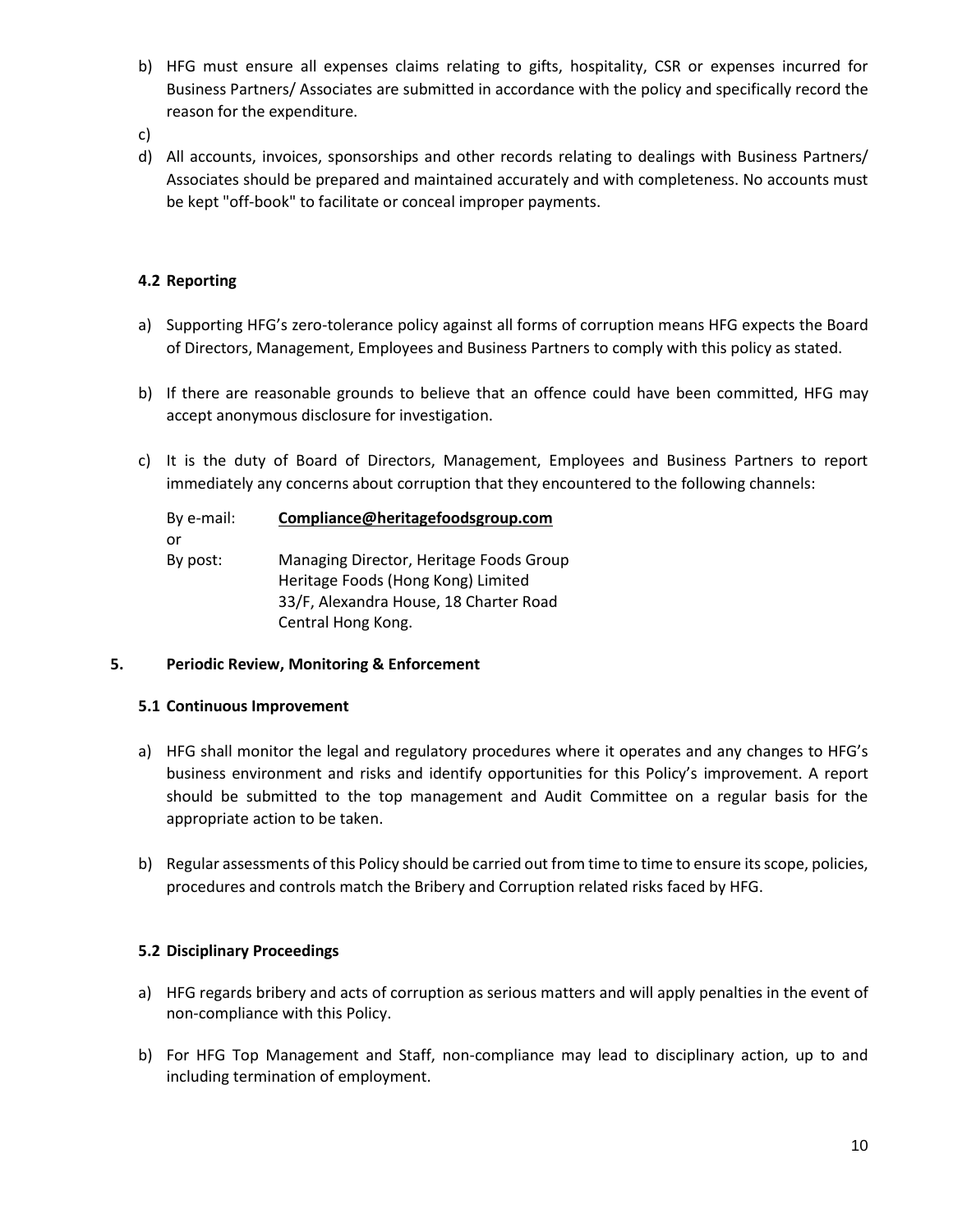b) HFG must ensure all expenses claims relating to gifts, hospitality, CSR or expenses incurred for Business Partners/ Associates are submitted in accordance with the policy and specifically record the reason for the expenditure.

c)

d) All accounts, invoices, sponsorships and other records relating to dealings with Business Partners/ Associates should be prepared and maintained accurately and with completeness. No accounts must be kept "off-book" to facilitate or conceal improper payments.

### 4.2 Reporting

a) Supporting HFG's zero-tolerance policy against all forms of corruption means HFG expects the Board of Directors, Management, Employees and Business Partners to comply with this policy as stated.

b) If there are reasonable grounds to believe that an offence could have been committed, HFG may accept anonymous disclosure for investigation.

c) It is the duty of Board of Directors, Management, Employees and Business Partners to report immediately any concerns about corruption that they encountered to the following channels:

By e-mail: **Compliance@heritagefoodsgroup.com**

or

By post: Managing Director, Heritage Foods Group
Heritage Foods (Hong Kong) Limited
33/F, Alexandra House, 18 Charter Road
Central Hong Kong.

## 5. Periodic Review, Monitoring & Enforcement

### 5.1 Continuous Improvement

a) HFG shall monitor the legal and regulatory procedures where it operates and any changes to HFG's business environment and risks and identify opportunities for this Policy's improvement. A report should be submitted to the top management and Audit Committee on a regular basis for the appropriate action to be taken.

b) Regular assessments of this Policy should be carried out from time to time to ensure its scope, policies, procedures and controls match the Bribery and Corruption related risks faced by HFG.

### 5.2 Disciplinary Proceedings

a) HFG regards bribery and acts of corruption as serious matters and will apply penalties in the event of non-compliance with this Policy.

b) For HFG Top Management and Staff, non-compliance may lead to disciplinary action, up to and including termination of employment.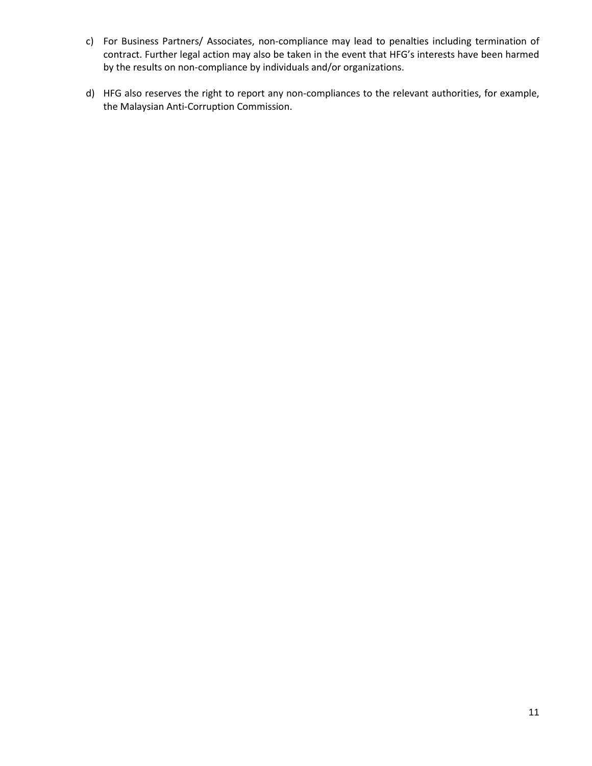c) For Business Partners/ Associates, non-compliance may lead to penalties including termination of contract. Further legal action may also be taken in the event that HFG's interests have been harmed by the results on non-compliance by individuals and/or organizations.

d) HFG also reserves the right to report any non-compliances to the relevant authorities, for example, the Malaysian Anti-Corruption Commission.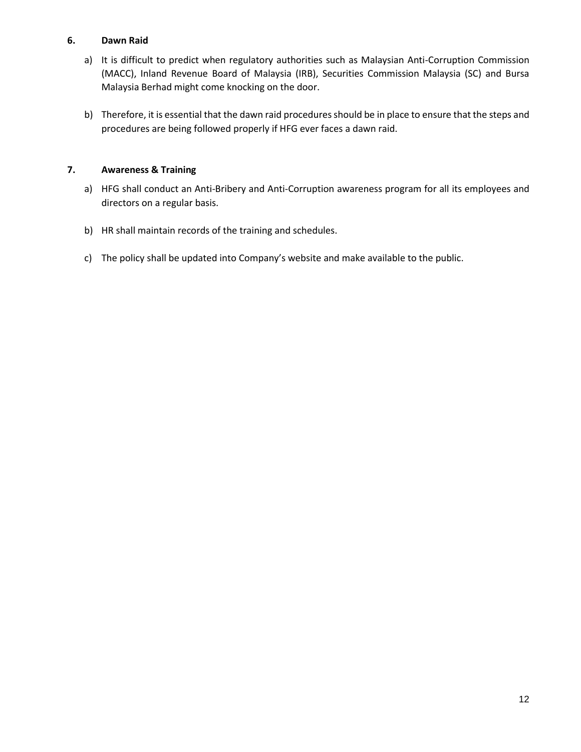## 6. Dawn Raid

a) It is difficult to predict when regulatory authorities such as Malaysian Anti-Corruption Commission (MACC), Inland Revenue Board of Malaysia (IRB), Securities Commission Malaysia (SC) and Bursa Malaysia Berhad might come knocking on the door.

b) Therefore, it is essential that the dawn raid procedures should be in place to ensure that the steps and procedures are being followed properly if HFG ever faces a dawn raid.

## 7. Awareness & Training

a) HFG shall conduct an Anti-Bribery and Anti-Corruption awareness program for all its employees and directors on a regular basis.

b) HR shall maintain records of the training and schedules.

c) The policy shall be updated into Company's website and make available to the public.